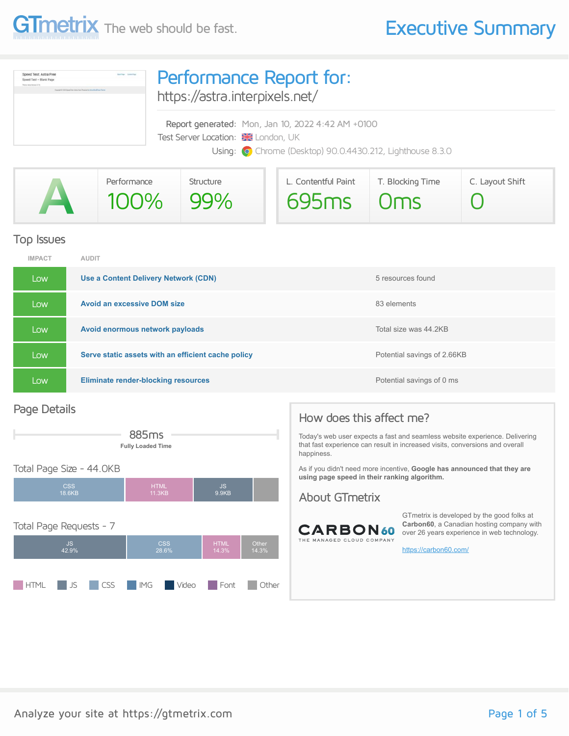GTmetrix The web should be fast.

# Executive Summary

## Performance Report for:

https://astra.interpixels.net/

Report generated: Mon, Jan 10, 2022 4:42 AM +0100
Test Server Location: London, UK
Using: Chrome (Desktop) 90.0.4430.212, Lighthouse 8.3.0

| Grade | Performance | Structure | L. Contentful Paint | T. Blocking Time | C. Layout Shift |
|---|---|---|---|---|---|
| A | 100% | 99% | 695ms | 0ms | 0 |

## Top Issues

| IMPACT | AUDIT | |
|---|---|---|
| Low | **Use a Content Delivery Network (CDN)** | 5 resources found |
| Low | **Avoid an excessive DOM size** | 83 elements |
| Low | **Avoid enormous network payloads** | Total size was 44.2KB |
| Low | **Serve static assets with an efficient cache policy** | Potential savings of 2.66KB |
| Low | **Eliminate render-blocking resources** | Potential savings of 0 ms |

## Page Details

885ms
**Fully Loaded Time**

### Total Page Size - 44.0KB

CSS 18.6KB | HTML 11.3KB | JS 9.9KB

### Total Page Requests - 7

JS 42.9% | CSS 28.6% | HTML 14.3% | Other 14.3%

HTML | JS | CSS | IMG | Video | Font | Other

## How does this affect me?

Today's web user expects a fast and seamless website experience. Delivering that fast experience can result in increased visits, conversions and overall happiness.

As if you didn't need more incentive, **Google has announced that they are using page speed in their ranking algorithm.**

## About GTmetrix

CARBON60 THE MANAGED CLOUD COMPANY

GTmetrix is developed by the good folks at **Carbon60**, a Canadian hosting company with over 26 years experience in web technology.

https://carbon60.com/

Analyze your site at https://gtmetrix.com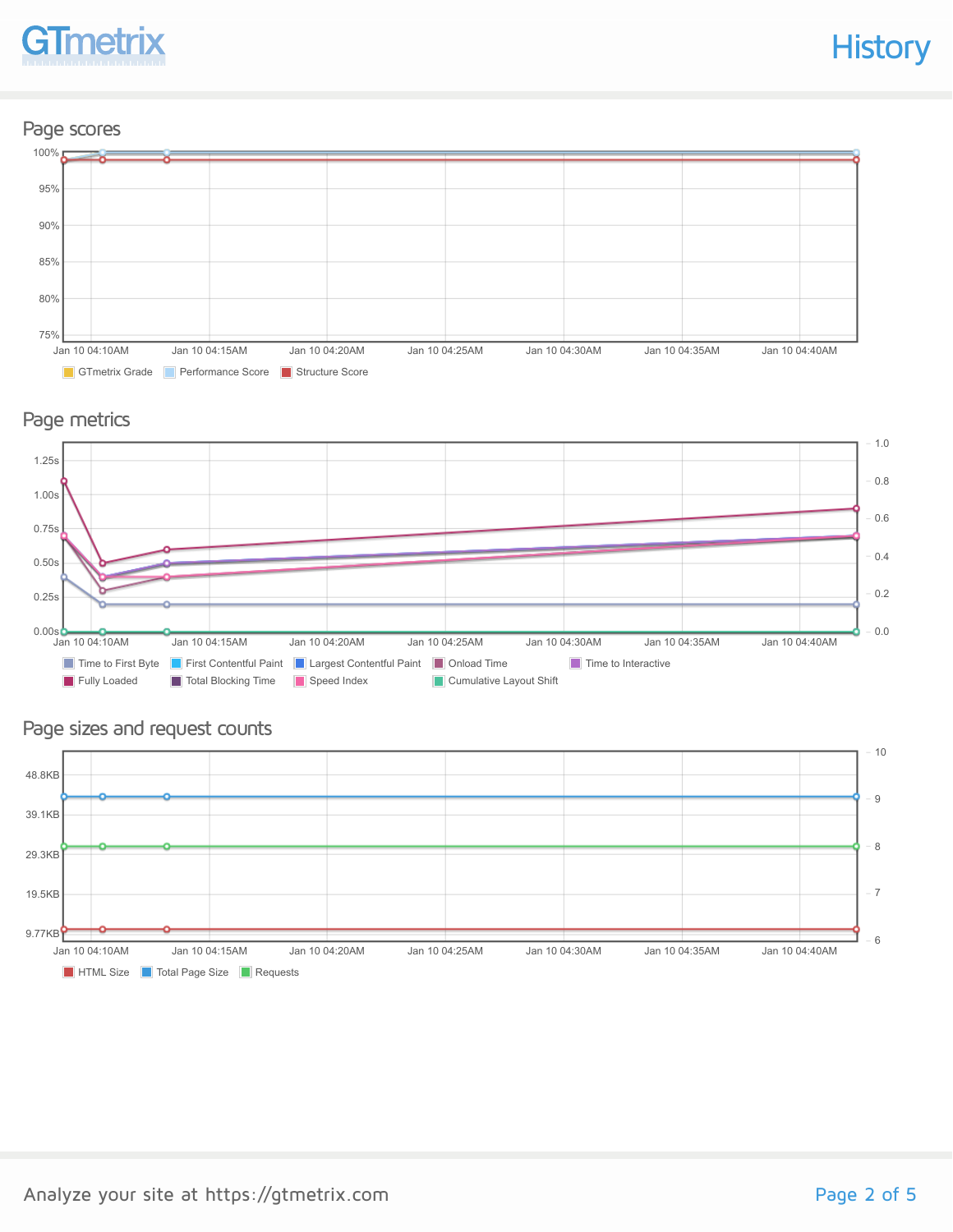# History

## Page scores

100%
95%
90%
85%
80%
75%

Jan 10 04:10AM | Jan 10 04:15AM | Jan 10 04:20AM | Jan 10 04:25AM | Jan 10 04:30AM | Jan 10 04:35AM | Jan 10 04:40AM

GTmetrix Grade | Performance Score | Structure Score

## Page metrics

1.25s
1.00s
0.75s
0.50s
0.25s
0.00s

1.0
0.8
0.6
0.4
0.2
0.0

Jan 10 04:10AM | Jan 10 04:15AM | Jan 10 04:20AM | Jan 10 04:25AM | Jan 10 04:30AM | Jan 10 04:35AM | Jan 10 04:40AM

Time to First Byte | First Contentful Paint | Largest Contentful Paint | Onload Time | Time to Interactive | Fully Loaded | Total Blocking Time | Speed Index | Cumulative Layout Shift

## Page sizes and request counts

48.8KB
39.1KB
29.3KB
19.5KB
9.77KB

10
9
8
7
6

Jan 10 04:10AM | Jan 10 04:15AM | Jan 10 04:20AM | Jan 10 04:25AM | Jan 10 04:30AM | Jan 10 04:35AM | Jan 10 04:40AM

HTML Size | Total Page Size | Requests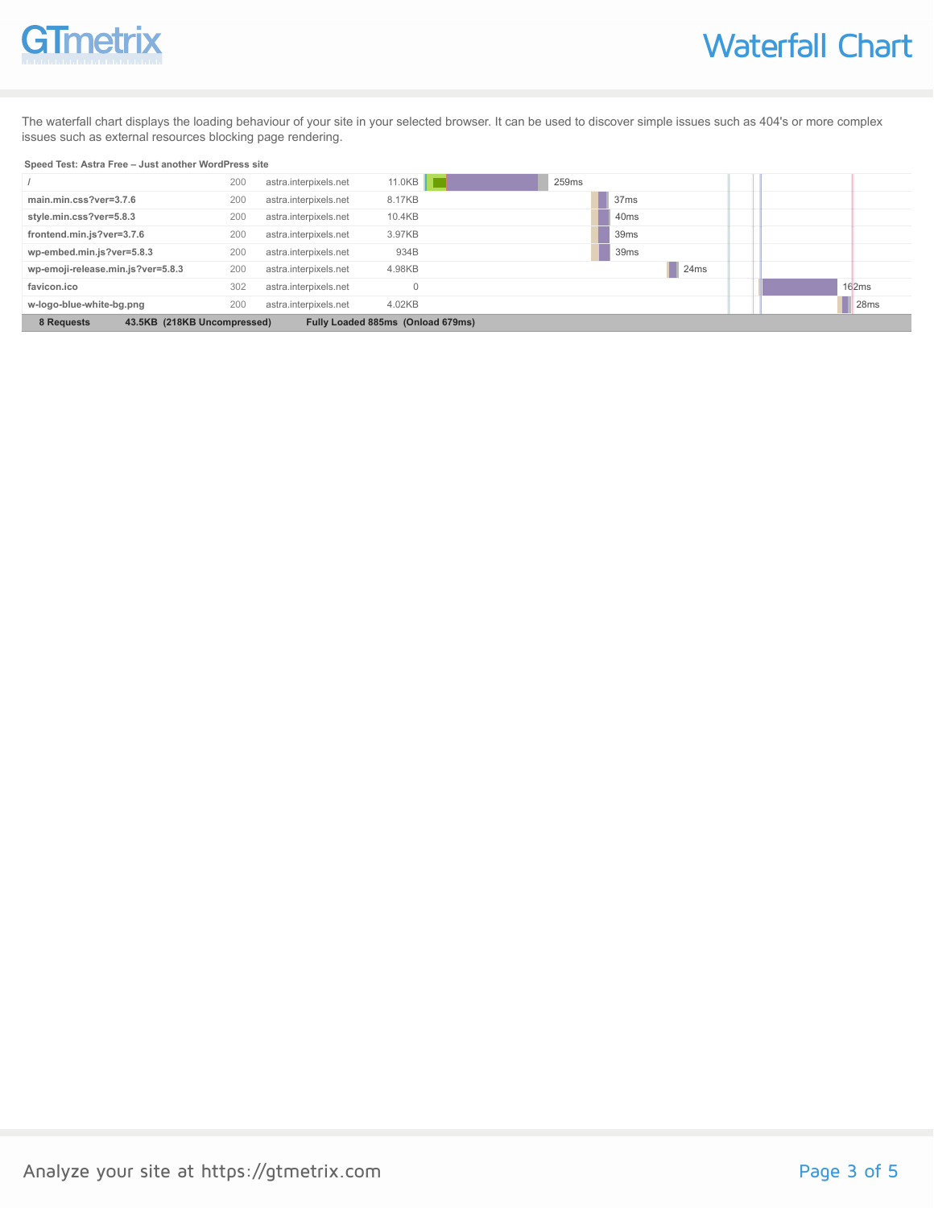# Waterfall Chart

The waterfall chart displays the loading behaviour of your site in your selected browser. It can be used to discover simple issues such as 404's or more complex issues such as external resources blocking page rendering.

**Speed Test: Astra Free – Just another WordPress site**

| Resource | Status | Domain | Size | Time |
|---|---|---|---|---|
| / | 200 | astra.interpixels.net | 11.0KB | 259ms |
| main.min.css?ver=3.7.6 | 200 | astra.interpixels.net | 8.17KB | 37ms |
| style.min.css?ver=5.8.3 | 200 | astra.interpixels.net | 10.4KB | 40ms |
| frontend.min.js?ver=3.7.6 | 200 | astra.interpixels.net | 3.97KB | 39ms |
| wp-embed.min.js?ver=5.8.3 | 200 | astra.interpixels.net | 934B | 39ms |
| wp-emoji-release.min.js?ver=5.8.3 | 200 | astra.interpixels.net | 4.98KB | 24ms |
| favicon.ico | 302 | astra.interpixels.net | 0 | 162ms |
| w-logo-blue-white-bg.png | 200 | astra.interpixels.net | 4.02KB | 28ms |
| **8 Requests** | | **43.5KB (218KB Uncompressed)** | | **Fully Loaded 885ms (Onload 679ms)** |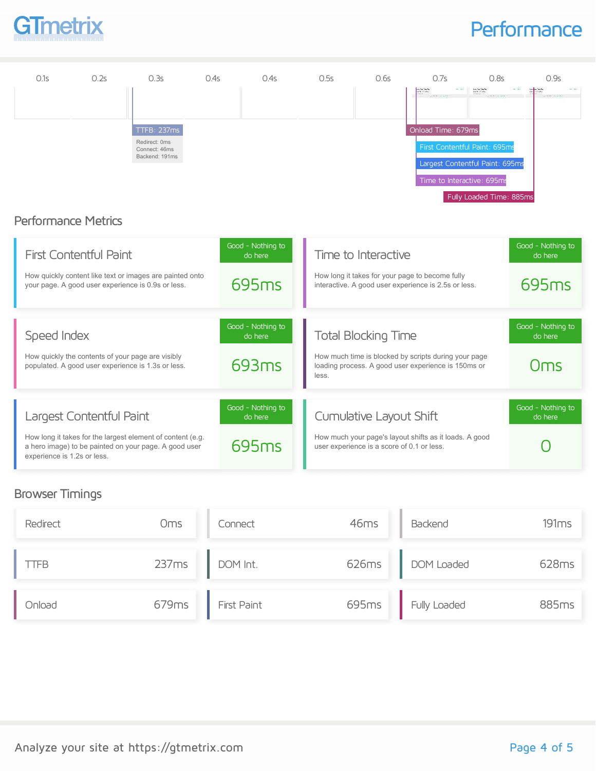# Performance

| 0.1s | 0.2s | 0.3s | 0.4s | 0.4s | 0.5s | 0.6s | 0.7s | 0.8s | 0.9s |
|---|---|---|---|---|---|---|---|---|---|

TTFB: 237ms
- Redirect: 0ms
- Connect: 46ms
- Backend: 191ms

Onload Time: 679ms

First Contentful Paint: 695ms

Largest Contentful Paint: 695ms

Time to Interactive: 695ms

Fully Loaded Time: 885ms

## Performance Metrics

### First Contentful Paint

How quickly content like text or images are painted onto your page. A good user experience is 0.9s or less.

Good - Nothing to do here

**695ms**

### Time to Interactive

How long it takes for your page to become fully interactive. A good user experience is 2.5s or less.

Good - Nothing to do here

**695ms**

### Speed Index

How quickly the contents of your page are visibly populated. A good user experience is 1.3s or less.

Good - Nothing to do here

**693ms**

### Total Blocking Time

How much time is blocked by scripts during your page loading process. A good user experience is 150ms or less.

Good - Nothing to do here

**0ms**

### Largest Contentful Paint

How long it takes for the largest element of content (e.g. a hero image) to be painted on your page. A good user experience is 1.2s or less.

Good - Nothing to do here

**695ms**

### Cumulative Layout Shift

How much your page's layout shifts as it loads. A good user experience is a score of 0.1 or less.

Good - Nothing to do here

**0**

## Browser Timings

| Timing | Value |
|---|---|
| Redirect | 0ms |
| Connect | 46ms |
| Backend | 191ms |
| TTFB | 237ms |
| DOM Int. | 626ms |
| DOM Loaded | 628ms |
| Onload | 679ms |
| First Paint | 695ms |
| Fully Loaded | 885ms |

Analyze your site at https://gtmetrix.com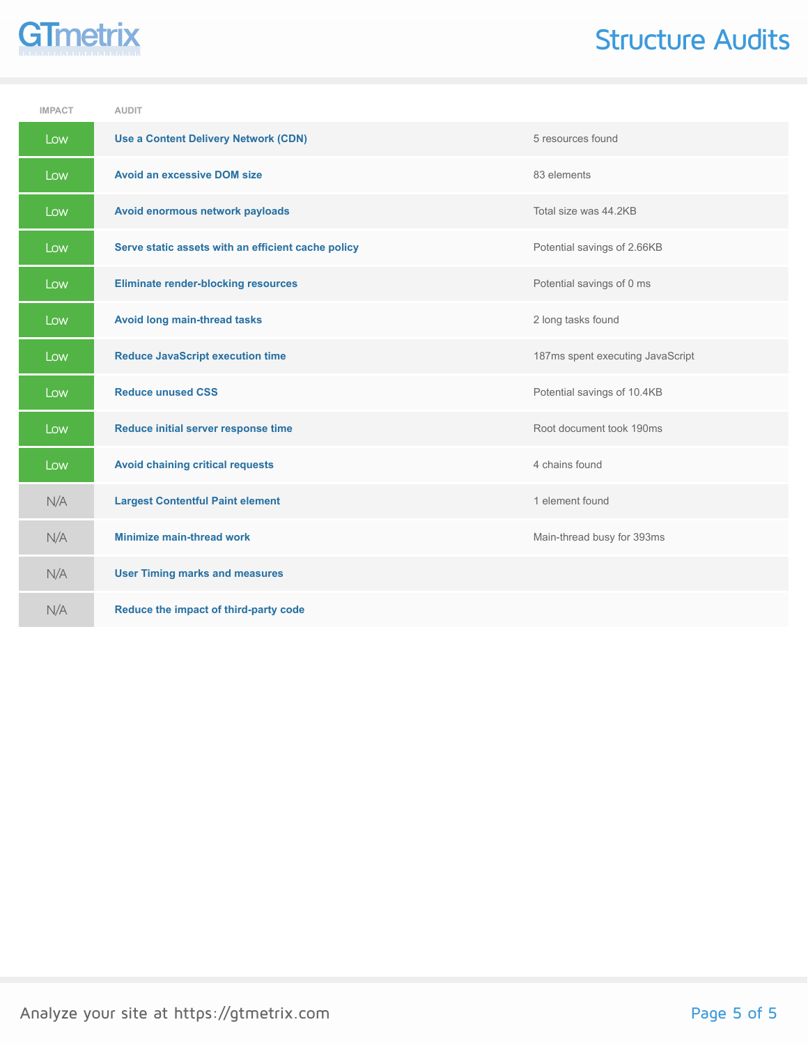# Structure Audits

| IMPACT | AUDIT | |
|---|---|---|
| Low | **Use a Content Delivery Network (CDN)** | 5 resources found |
| Low | **Avoid an excessive DOM size** | 83 elements |
| Low | **Avoid enormous network payloads** | Total size was 44.2KB |
| Low | **Serve static assets with an efficient cache policy** | Potential savings of 2.66KB |
| Low | **Eliminate render-blocking resources** | Potential savings of 0 ms |
| Low | **Avoid long main-thread tasks** | 2 long tasks found |
| Low | **Reduce JavaScript execution time** | 187ms spent executing JavaScript |
| Low | **Reduce unused CSS** | Potential savings of 10.4KB |
| Low | **Reduce initial server response time** | Root document took 190ms |
| Low | **Avoid chaining critical requests** | 4 chains found |
| N/A | **Largest Contentful Paint element** | 1 element found |
| N/A | **Minimize main-thread work** | Main-thread busy for 393ms |
| N/A | **User Timing marks and measures** | |
| N/A | **Reduce the impact of third-party code** | |

Analyze your site at https://gtmetrix.com